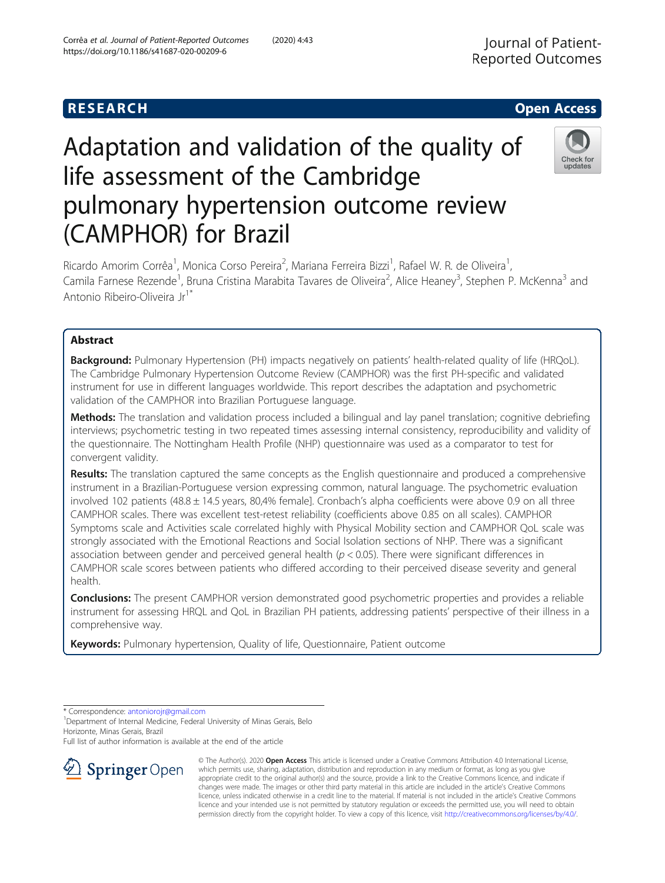RESEARCH Open Access

# Adaptation and validation of the quality of life assessment of the Cambridge pulmonary hypertension outcome review (CAMPHOR) for Brazil

Ricardo Amorim Corrêa[1], Monica Corso Pereira[2], Mariana Ferreira Bizzi[1], Rafael W. R. de Oliveira[1], Camila Farnese Rezende[1], Bruna Cristina Marabita Tavares de Oliveira[2], Alice Heaney[3], Stephen P. McKenna[3] and Antonio Ribeiro-Oliveira Jr[1*]

## Abstract

**Background:** Pulmonary Hypertension (PH) impacts negatively on patients' health-related quality of life (HRQoL). The Cambridge Pulmonary Hypertension Outcome Review (CAMPHOR) was the first PH-specific and validated instrument for use in different languages worldwide. This report describes the adaptation and psychometric validation of the CAMPHOR into Brazilian Portuguese language.

**Methods:** The translation and validation process included a bilingual and lay panel translation; cognitive debriefing interviews; psychometric testing in two repeated times assessing internal consistency, reproducibility and validity of the questionnaire. The Nottingham Health Profile (NHP) questionnaire was used as a comparator to test for convergent validity.

**Results:** The translation captured the same concepts as the English questionnaire and produced a comprehensive instrument in a Brazilian-Portuguese version expressing common, natural language. The psychometric evaluation involved 102 patients (48.8 ± 14.5 years, 80,4% female]. Cronbach's alpha coefficients were above 0.9 on all three CAMPHOR scales. There was excellent test-retest reliability (coefficients above 0.85 on all scales). CAMPHOR Symptoms scale and Activities scale correlated highly with Physical Mobility section and CAMPHOR QoL scale was strongly associated with the Emotional Reactions and Social Isolation sections of NHP. There was a significant association between gender and perceived general health ($p < 0.05$). There were significant differences in CAMPHOR scale scores between patients who differed according to their perceived disease severity and general health.

**Conclusions:** The present CAMPHOR version demonstrated good psychometric properties and provides a reliable instrument for assessing HRQL and QoL in Brazilian PH patients, addressing patients' perspective of their illness in a comprehensive way.

**Keywords:** Pulmonary hypertension, Quality of life, Questionnaire, Patient outcome

* Correspondence: antoniorojr@gmail.com
[1]Department of Internal Medicine, Federal University of Minas Gerais, Belo Horizonte, Minas Gerais, Brazil
Full list of author information is available at the end of the article

© The Author(s). 2020 **Open Access** This article is licensed under a Creative Commons Attribution 4.0 International License, which permits use, sharing, adaptation, distribution and reproduction in any medium or format, as long as you give appropriate credit to the original author(s) and the source, provide a link to the Creative Commons licence, and indicate if changes were made. The images or other third party material in this article are included in the article's Creative Commons licence, unless indicated otherwise in a credit line to the material. If material is not included in the article's Creative Commons licence and your intended use is not permitted by statutory regulation or exceeds the permitted use, you will need to obtain permission directly from the copyright holder. To view a copy of this licence, visit http://creativecommons.org/licenses/by/4.0/.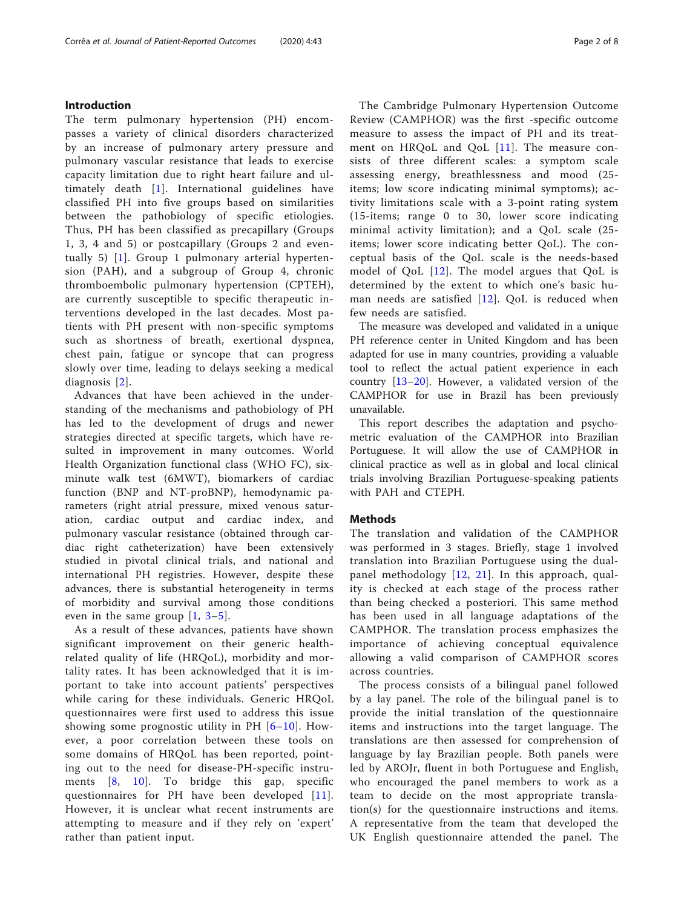## Introduction

The term pulmonary hypertension (PH) encompasses a variety of clinical disorders characterized by an increase of pulmonary artery pressure and pulmonary vascular resistance that leads to exercise capacity limitation due to right heart failure and ultimately death [1]. International guidelines have classified PH into five groups based on similarities between the pathobiology of specific etiologies. Thus, PH has been classified as precapillary (Groups 1, 3, 4 and 5) or postcapillary (Groups 2 and eventually 5) [1]. Group 1 pulmonary arterial hypertension (PAH), and a subgroup of Group 4, chronic thromboembolic pulmonary hypertension (CPTEH), are currently susceptible to specific therapeutic interventions developed in the last decades. Most patients with PH present with non-specific symptoms such as shortness of breath, exertional dyspnea, chest pain, fatigue or syncope that can progress slowly over time, leading to delays seeking a medical diagnosis [2].

Advances that have been achieved in the understanding of the mechanisms and pathobiology of PH has led to the development of drugs and newer strategies directed at specific targets, which have resulted in improvement in many outcomes. World Health Organization functional class (WHO FC), six-minute walk test (6MWT), biomarkers of cardiac function (BNP and NT-proBNP), hemodynamic parameters (right atrial pressure, mixed venous saturation, cardiac output and cardiac index, and pulmonary vascular resistance (obtained through cardiac right catheterization) have been extensively studied in pivotal clinical trials, and national and international PH registries. However, despite these advances, there is substantial heterogeneity in terms of morbidity and survival among those conditions even in the same group [1, 3–5].

As a result of these advances, patients have shown significant improvement on their generic health-related quality of life (HRQoL), morbidity and mortality rates. It has been acknowledged that it is important to take into account patients' perspectives while caring for these individuals. Generic HRQoL questionnaires were first used to address this issue showing some prognostic utility in PH [6–10]. However, a poor correlation between these tools on some domains of HRQoL has been reported, pointing out to the need for disease-PH-specific instruments [8, 10]. To bridge this gap, specific questionnaires for PH have been developed [11]. However, it is unclear what recent instruments are attempting to measure and if they rely on 'expert' rather than patient input.

The Cambridge Pulmonary Hypertension Outcome Review (CAMPHOR) was the first -specific outcome measure to assess the impact of PH and its treatment on HRQoL and QoL [11]. The measure consists of three different scales: a symptom scale assessing energy, breathlessness and mood (25-items; low score indicating minimal symptoms); activity limitations scale with a 3-point rating system (15-items; range 0 to 30, lower score indicating minimal activity limitation); and a QoL scale (25-items; lower score indicating better QoL). The conceptual basis of the QoL scale is the needs-based model of QoL [12]. The model argues that QoL is determined by the extent to which one's basic human needs are satisfied [12]. QoL is reduced when few needs are satisfied.

The measure was developed and validated in a unique PH reference center in United Kingdom and has been adapted for use in many countries, providing a valuable tool to reflect the actual patient experience in each country [13–20]. However, a validated version of the CAMPHOR for use in Brazil has been previously unavailable.

This report describes the adaptation and psychometric evaluation of the CAMPHOR into Brazilian Portuguese. It will allow the use of CAMPHOR in clinical practice as well as in global and local clinical trials involving Brazilian Portuguese-speaking patients with PAH and CTEPH.

## Methods

The translation and validation of the CAMPHOR was performed in 3 stages. Briefly, stage 1 involved translation into Brazilian Portuguese using the dual-panel methodology [12, 21]. In this approach, quality is checked at each stage of the process rather than being checked a posteriori. This same method has been used in all language adaptations of the CAMPHOR. The translation process emphasizes the importance of achieving conceptual equivalence allowing a valid comparison of CAMPHOR scores across countries.

The process consists of a bilingual panel followed by a lay panel. The role of the bilingual panel is to provide the initial translation of the questionnaire items and instructions into the target language. The translations are then assessed for comprehension of language by lay Brazilian people. Both panels were led by AROJr, fluent in both Portuguese and English, who encouraged the panel members to work as a team to decide on the most appropriate translation(s) for the questionnaire instructions and items. A representative from the team that developed the UK English questionnaire attended the panel. The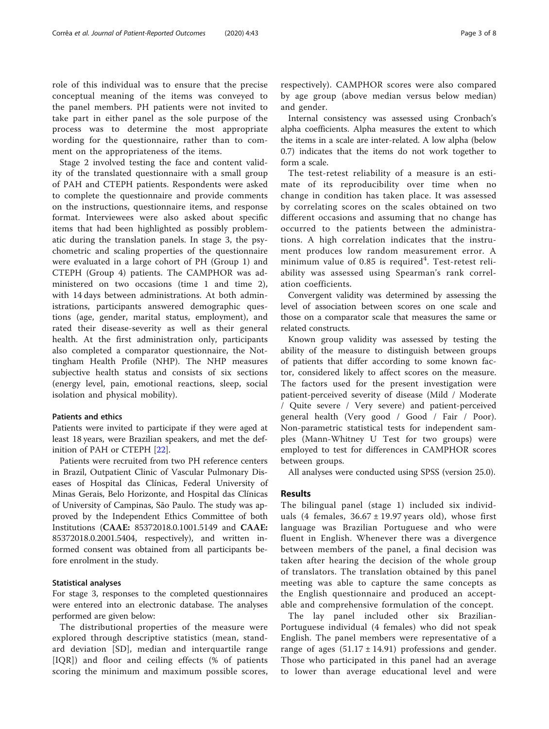role of this individual was to ensure that the precise conceptual meaning of the items was conveyed to the panel members. PH patients were not invited to take part in either panel as the sole purpose of the process was to determine the most appropriate wording for the questionnaire, rather than to comment on the appropriateness of the items.

Stage 2 involved testing the face and content validity of the translated questionnaire with a small group of PAH and CTEPH patients. Respondents were asked to complete the questionnaire and provide comments on the instructions, questionnaire items, and response format. Interviewees were also asked about specific items that had been highlighted as possibly problematic during the translation panels. In stage 3, the psychometric and scaling properties of the questionnaire were evaluated in a large cohort of PH (Group 1) and CTEPH (Group 4) patients. The CAMPHOR was administered on two occasions (time 1 and time 2), with 14 days between administrations. At both administrations, participants answered demographic questions (age, gender, marital status, employment), and rated their disease-severity as well as their general health. At the first administration only, participants also completed a comparator questionnaire, the Nottingham Health Profile (NHP). The NHP measures subjective health status and consists of six sections (energy level, pain, emotional reactions, sleep, social isolation and physical mobility).

#### Patients and ethics

Patients were invited to participate if they were aged at least 18 years, were Brazilian speakers, and met the definition of PAH or CTEPH [22].

Patients were recruited from two PH reference centers in Brazil, Outpatient Clinic of Vascular Pulmonary Diseases of Hospital das Clínicas, Federal University of Minas Gerais, Belo Horizonte, and Hospital das Clínicas of University of Campinas, São Paulo. The study was approved by the Independent Ethics Committee of both Institutions (**CAAE:** 85372018.0.1001.5149 and **CAAE:** 85372018.0.2001.5404, respectively), and written informed consent was obtained from all participants before enrolment in the study.

#### Statistical analyses

For stage 3, responses to the completed questionnaires were entered into an electronic database. The analyses performed are given below:

The distributional properties of the measure were explored through descriptive statistics (mean, standard deviation [SD], median and interquartile range [IQR]) and floor and ceiling effects (% of patients scoring the minimum and maximum possible scores, respectively). CAMPHOR scores were also compared by age group (above median versus below median) and gender.

Internal consistency was assessed using Cronbach's alpha coefficients. Alpha measures the extent to which the items in a scale are inter-related. A low alpha (below 0.7) indicates that the items do not work together to form a scale.

The test-retest reliability of a measure is an estimate of its reproducibility over time when no change in condition has taken place. It was assessed by correlating scores on the scales obtained on two different occasions and assuming that no change has occurred to the patients between the administrations. A high correlation indicates that the instrument produces low random measurement error. A minimum value of 0.85 is required[4]. Test-retest reliability was assessed using Spearman's rank correlation coefficients.

Convergent validity was determined by assessing the level of association between scores on one scale and those on a comparator scale that measures the same or related constructs.

Known group validity was assessed by testing the ability of the measure to distinguish between groups of patients that differ according to some known factor, considered likely to affect scores on the measure. The factors used for the present investigation were patient-perceived severity of disease (Mild / Moderate / Quite severe / Very severe) and patient-perceived general health (Very good / Good / Fair / Poor). Non-parametric statistical tests for independent samples (Mann-Whitney U Test for two groups) were employed to test for differences in CAMPHOR scores between groups.

All analyses were conducted using SPSS (version 25.0).

## Results

The bilingual panel (stage 1) included six individuals (4 females, 36.67 ± 19.97 years old), whose first language was Brazilian Portuguese and who were fluent in English. Whenever there was a divergence between members of the panel, a final decision was taken after hearing the decision of the whole group of translators. The translation obtained by this panel meeting was able to capture the same concepts as the English questionnaire and produced an acceptable and comprehensive formulation of the concept.

The lay panel included other six Brazilian-Portuguese individual (4 females) who did not speak English. The panel members were representative of a range of ages (51.17 ± 14.91) professions and gender. Those who participated in this panel had an average to lower than average educational level and were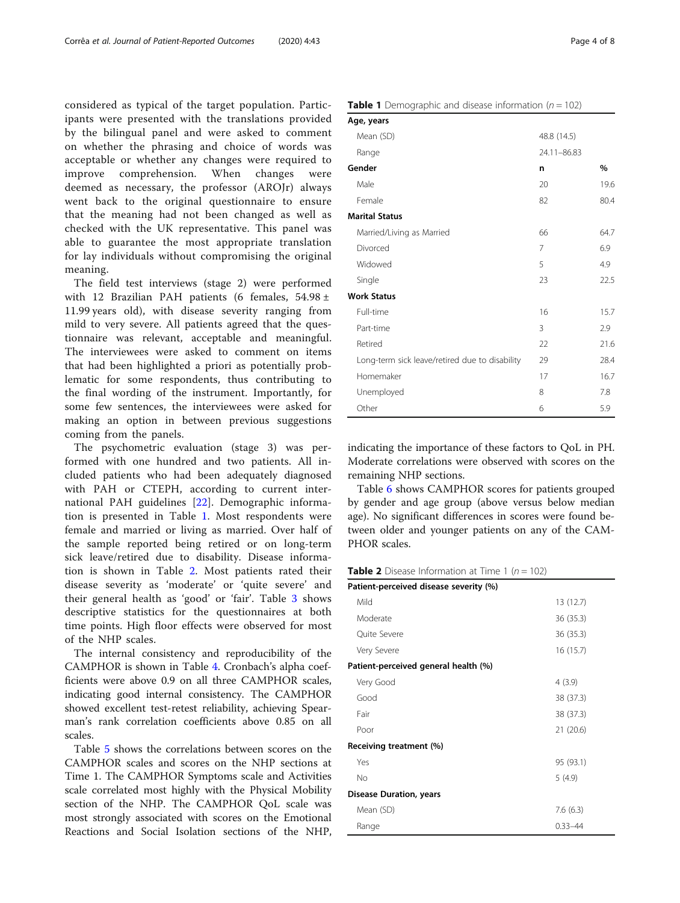considered as typical of the target population. Participants were presented with the translations provided by the bilingual panel and were asked to comment on whether the phrasing and choice of words was acceptable or whether any changes were required to improve comprehension. When changes were deemed as necessary, the professor (AROJr) always went back to the original questionnaire to ensure that the meaning had not been changed as well as checked with the UK representative. This panel was able to guarantee the most appropriate translation for lay individuals without compromising the original meaning.

The field test interviews (stage 2) were performed with 12 Brazilian PAH patients (6 females, 54.98 ± 11.99 years old), with disease severity ranging from mild to very severe. All patients agreed that the questionnaire was relevant, acceptable and meaningful. The interviewees were asked to comment on items that had been highlighted a priori as potentially problematic for some respondents, thus contributing to the final wording of the instrument. Importantly, for some few sentences, the interviewees were asked for making an option in between previous suggestions coming from the panels.

The psychometric evaluation (stage 3) was performed with one hundred and two patients. All included patients who had been adequately diagnosed with PAH or CTEPH, according to current international PAH guidelines [22]. Demographic information is presented in Table 1. Most respondents were female and married or living as married. Over half of the sample reported being retired or on long-term sick leave/retired due to disability. Disease information is shown in Table 2. Most patients rated their disease severity as 'moderate' or 'quite severe' and their general health as 'good' or 'fair'. Table 3 shows descriptive statistics for the questionnaires at both time points. High floor effects were observed for most of the NHP scales.

The internal consistency and reproducibility of the CAMPHOR is shown in Table 4. Cronbach's alpha coefficients were above 0.9 on all three CAMPHOR scales, indicating good internal consistency. The CAMPHOR showed excellent test-retest reliability, achieving Spearman's rank correlation coefficients above 0.85 on all scales.

Table 5 shows the correlations between scores on the CAMPHOR scales and scores on the NHP sections at Time 1. The CAMPHOR Symptoms scale and Activities scale correlated most highly with the Physical Mobility section of the NHP. The CAMPHOR QoL scale was most strongly associated with scores on the Emotional Reactions and Social Isolation sections of the NHP, indicating the importance of these factors to QoL in PH. Moderate correlations were observed with scores on the remaining NHP sections.

Table 6 shows CAMPHOR scores for patients grouped by gender and age group (above versus below median age). No significant differences in scores were found between older and younger patients on any of the CAMPHOR scales.

**Table 1** Demographic and disease information ($n = 102$)

| | | |
|---|---|---|
| **Age, years** | | |
| Mean (SD) | 48.8 (14.5) | |
| Range | 24.11–86.83 | |
| **Gender** | **n** | **%** |
| Male | 20 | 19.6 |
| Female | 82 | 80.4 |
| **Marital Status** | | |
| Married/Living as Married | 66 | 64.7 |
| Divorced | 7 | 6.9 |
| Widowed | 5 | 4.9 |
| Single | 23 | 22.5 |
| **Work Status** | | |
| Full-time | 16 | 15.7 |
| Part-time | 3 | 2.9 |
| Retired | 22 | 21.6 |
| Long-term sick leave/retired due to disability | 29 | 28.4 |
| Homemaker | 17 | 16.7 |
| Unemployed | 8 | 7.8 |
| Other | 6 | 5.9 |

**Table 2** Disease Information at Time 1 ($n = 102$)

| | |
|---|---|
| **Patient-perceived disease severity (%)** | |
| Mild | 13 (12.7) |
| Moderate | 36 (35.3) |
| Quite Severe | 36 (35.3) |
| Very Severe | 16 (15.7) |
| **Patient-perceived general health (%)** | |
| Very Good | 4 (3.9) |
| Good | 38 (37.3) |
| Fair | 38 (37.3) |
| Poor | 21 (20.6) |
| **Receiving treatment (%)** | |
| Yes | 95 (93.1) |
| No | 5 (4.9) |
| **Disease Duration, years** | |
| Mean (SD) | 7.6 (6.3) |
| Range | 0.33–44 |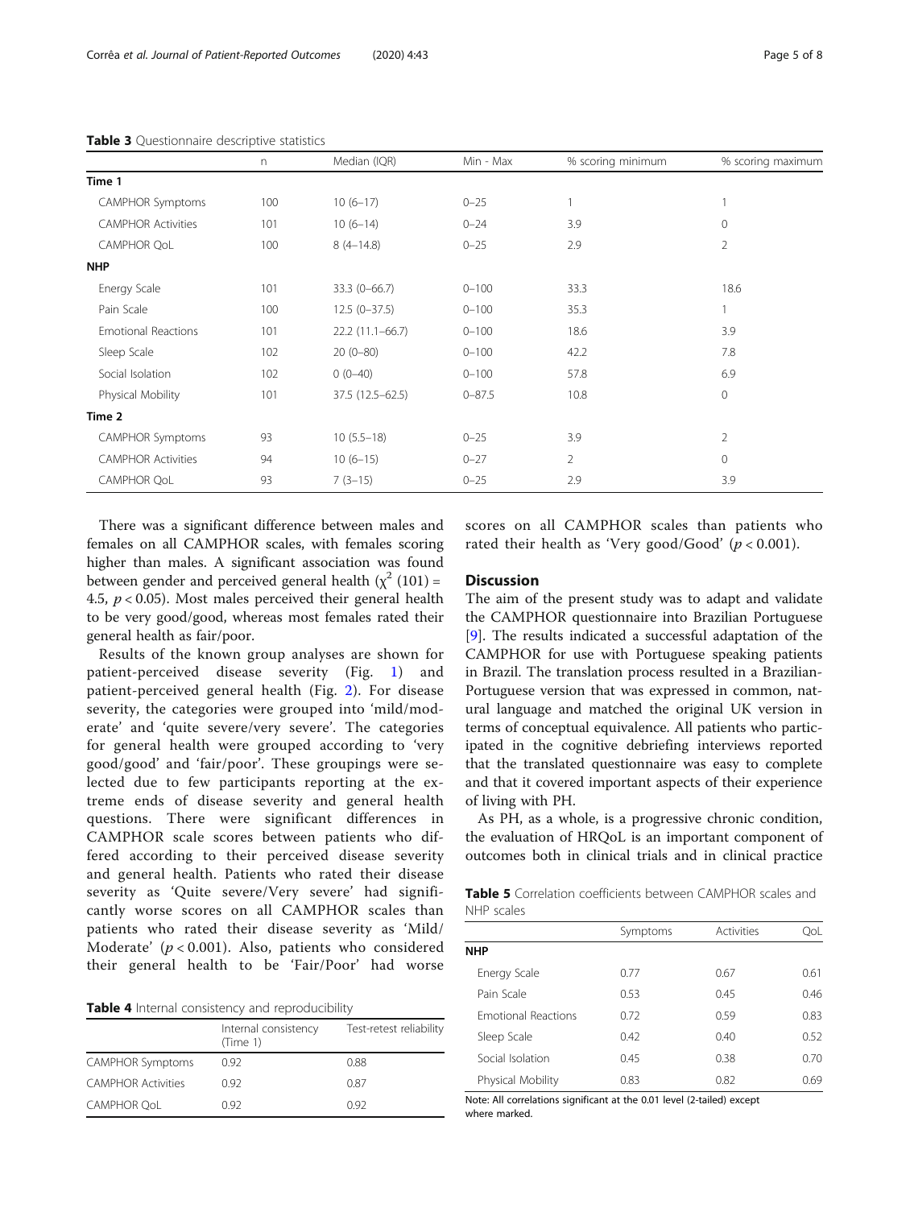**Table 3** Questionnaire descriptive statistics

| | n | Median (IQR) | Min - Max | % scoring minimum | % scoring maximum |
|---|---|---|---|---|---|
| **Time 1** | | | | | |
| CAMPHOR Symptoms | 100 | 10 (6–17) | 0–25 | 1 | 1 |
| CAMPHOR Activities | 101 | 10 (6–14) | 0–24 | 3.9 | 0 |
| CAMPHOR QoL | 100 | 8 (4–14.8) | 0–25 | 2.9 | 2 |
| **NHP** | | | | | |
| Energy Scale | 101 | 33.3 (0–66.7) | 0–100 | 33.3 | 18.6 |
| Pain Scale | 100 | 12.5 (0–37.5) | 0–100 | 35.3 | 1 |
| Emotional Reactions | 101 | 22.2 (11.1–66.7) | 0–100 | 18.6 | 3.9 |
| Sleep Scale | 102 | 20 (0–80) | 0–100 | 42.2 | 7.8 |
| Social Isolation | 102 | 0 (0–40) | 0–100 | 57.8 | 6.9 |
| Physical Mobility | 101 | 37.5 (12.5–62.5) | 0–87.5 | 10.8 | 0 |
| **Time 2** | | | | | |
| CAMPHOR Symptoms | 93 | 10 (5.5–18) | 0–25 | 3.9 | 2 |
| CAMPHOR Activities | 94 | 10 (6–15) | 0–27 | 2 | 0 |
| CAMPHOR QoL | 93 | 7 (3–15) | 0–25 | 2.9 | 3.9 |

There was a significant difference between males and females on all CAMPHOR scales, with females scoring higher than males. A significant association was found between gender and perceived general health ($\chi^2$ (101) = 4.5, $p < 0.05$). Most males perceived their general health to be very good/good, whereas most females rated their general health as fair/poor.

Results of the known group analyses are shown for patient-perceived disease severity (Fig. 1) and patient-perceived general health (Fig. 2). For disease severity, the categories were grouped into 'mild/moderate' and 'quite severe/very severe'. The categories for general health were grouped according to 'very good/good' and 'fair/poor'. These groupings were selected due to few participants reporting at the extreme ends of disease severity and general health questions. There were significant differences in CAMPHOR scale scores between patients who differed according to their perceived disease severity and general health. Patients who rated their disease severity as 'Quite severe/Very severe' had significantly worse scores on all CAMPHOR scales than patients who rated their disease severity as 'Mild/Moderate' ($p < 0.001$). Also, patients who considered their general health to be 'Fair/Poor' had worse scores on all CAMPHOR scales than patients who rated their health as 'Very good/Good' ($p < 0.001$).

**Table 4** Internal consistency and reproducibility

| | Internal consistency (Time 1) | Test-retest reliability |
|---|---|---|
| CAMPHOR Symptoms | 0.92 | 0.88 |
| CAMPHOR Activities | 0.92 | 0.87 |
| CAMPHOR QoL | 0.92 | 0.92 |

## Discussion

The aim of the present study was to adapt and validate the CAMPHOR questionnaire into Brazilian Portuguese [9]. The results indicated a successful adaptation of the CAMPHOR for use with Portuguese speaking patients in Brazil. The translation process resulted in a Brazilian-Portuguese version that was expressed in common, natural language and matched the original UK version in terms of conceptual equivalence. All patients who participated in the cognitive debriefing interviews reported that the translated questionnaire was easy to complete and that it covered important aspects of their experience of living with PH.

As PH, as a whole, is a progressive chronic condition, the evaluation of HRQoL is an important component of outcomes both in clinical trials and in clinical practice

**Table 5** Correlation coefficients between CAMPHOR scales and NHP scales

| | Symptoms | Activities | QoL |
|---|---|---|---|
| **NHP** | | | |
| Energy Scale | 0.77 | 0.67 | 0.61 |
| Pain Scale | 0.53 | 0.45 | 0.46 |
| Emotional Reactions | 0.72 | 0.59 | 0.83 |
| Sleep Scale | 0.42 | 0.40 | 0.52 |
| Social Isolation | 0.45 | 0.38 | 0.70 |
| Physical Mobility | 0.83 | 0.82 | 0.69 |

Note: All correlations significant at the 0.01 level (2-tailed) except where marked.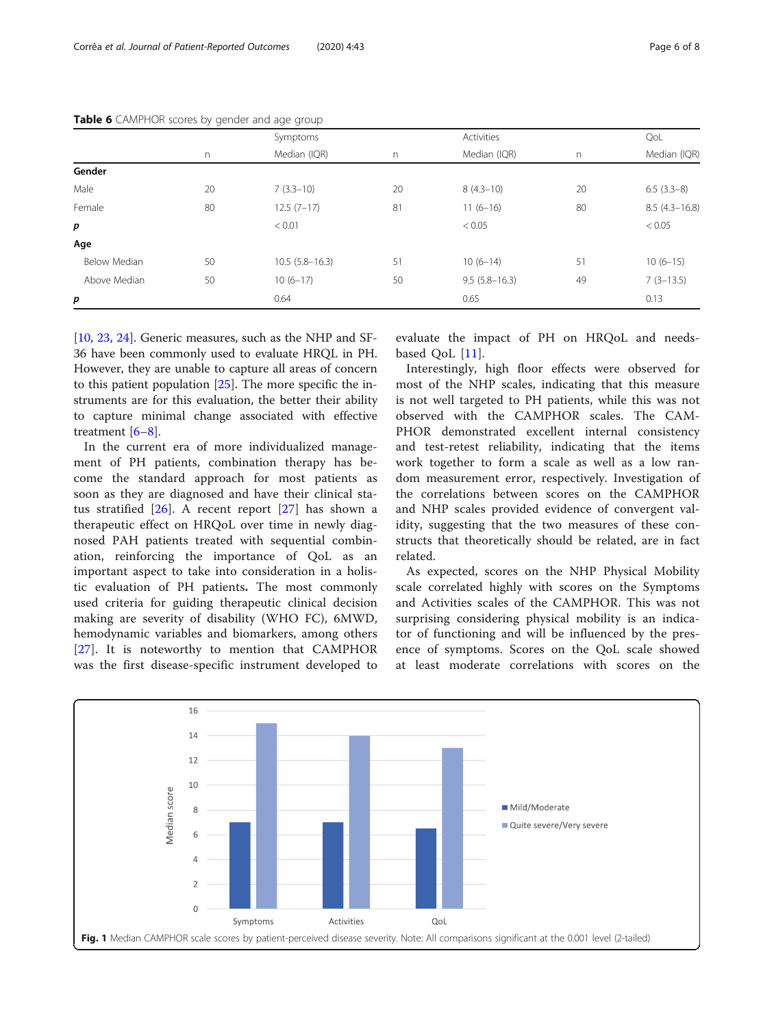**Table 6** CAMPHOR scores by gender and age group

| | n | Symptoms Median (IQR) | n | Activities Median (IQR) | n | QoL Median (IQR) |
|---|---|---|---|---|---|---|
| **Gender** | | | | | | |
| Male | 20 | 7 (3.3–10) | 20 | 8 (4.3–10) | 20 | 6.5 (3.3–8) |
| Female | 80 | 12.5 (7–17) | 81 | 11 (6–16) | 80 | 8.5 (4.3–16.8) |
| ***p*** | | < 0.01 | | < 0.05 | | < 0.05 |
| **Age** | | | | | | |
| Below Median | 50 | 10.5 (5.8–16.3) | 51 | 10 (6–14) | 51 | 10 (6–15) |
| Above Median | 50 | 10 (6–17) | 50 | 9.5 (5.8–16.3) | 49 | 7 (3–13.5) |
| ***p*** | | 0.64 | | 0.65 | | 0.13 |

[10, 23, 24]. Generic measures, such as the NHP and SF-36 have been commonly used to evaluate HRQL in PH. However, they are unable to capture all areas of concern to this patient population [25]. The more specific the instruments are for this evaluation, the better their ability to capture minimal change associated with effective treatment [6–8].

In the current era of more individualized management of PH patients, combination therapy has become the standard approach for most patients as soon as they are diagnosed and have their clinical status stratified [26]. A recent report [27] has shown a therapeutic effect on HRQoL over time in newly diagnosed PAH patients treated with sequential combination, reinforcing the importance of QoL as an important aspect to take into consideration in a holistic evaluation of PH patients. The most commonly used criteria for guiding therapeutic clinical decision making are severity of disability (WHO FC), 6MWD, hemodynamic variables and biomarkers, among others [27]. It is noteworthy to mention that CAMPHOR was the first disease-specific instrument developed to evaluate the impact of PH on HRQoL and needs-based QoL [11].

Interestingly, high floor effects were observed for most of the NHP scales, indicating that this measure is not well targeted to PH patients, while this was not observed with the CAMPHOR scales. The CAMPHOR demonstrated excellent internal consistency and test-retest reliability, indicating that the items work together to form a scale as well as a low random measurement error, respectively. Investigation of the correlations between scores on the CAMPHOR and NHP scales provided evidence of convergent validity, suggesting that the two measures of these constructs that theoretically should be related, are in fact related.

As expected, scores on the NHP Physical Mobility scale correlated highly with scores on the Symptoms and Activities scales of the CAMPHOR. This was not surprising considering physical mobility is an indicator of functioning and will be influenced by the presence of symptoms. Scores on the QoL scale showed at least moderate correlations with scores on the

**Fig. 1** Median CAMPHOR scale scores by patient-perceived disease severity. Note: All comparisons significant at the 0.001 level (2-tailed)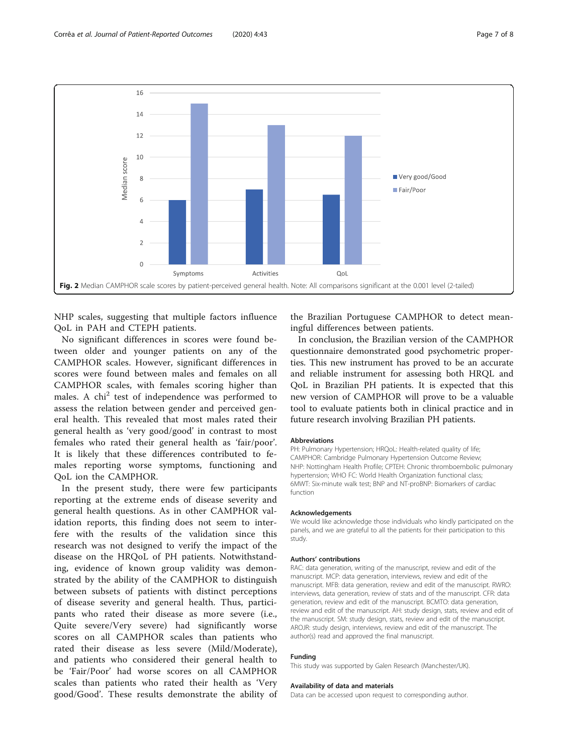Fig. 2 Median CAMPHOR scale scores by patient-perceived general health. Note: All comparisons significant at the 0.001 level (2-tailed)

NHP scales, suggesting that multiple factors influence QoL in PAH and CTEPH patients.

No significant differences in scores were found between older and younger patients on any of the CAMPHOR scales. However, significant differences in scores were found between males and females on all CAMPHOR scales, with females scoring higher than males. A chi$^2$ test of independence was performed to assess the relation between gender and perceived general health. This revealed that most males rated their general health as 'very good/good' in contrast to most females who rated their general health as 'fair/poor'. It is likely that these differences contributed to females reporting worse symptoms, functioning and QoL ion the CAMPHOR.

In the present study, there were few participants reporting at the extreme ends of disease severity and general health questions. As in other CAMPHOR validation reports, this finding does not seem to interfere with the results of the validation since this research was not designed to verify the impact of the disease on the HRQoL of PH patients. Notwithstanding, evidence of known group validity was demonstrated by the ability of the CAMPHOR to distinguish between subsets of patients with distinct perceptions of disease severity and general health. Thus, participants who rated their disease as more severe (i.e., Quite severe/Very severe) had significantly worse scores on all CAMPHOR scales than patients who rated their disease as less severe (Mild/Moderate), and patients who considered their general health to be 'Fair/Poor' had worse scores on all CAMPHOR scales than patients who rated their health as 'Very good/Good'. These results demonstrate the ability of the Brazilian Portuguese CAMPHOR to detect meaningful differences between patients.

In conclusion, the Brazilian version of the CAMPHOR questionnaire demonstrated good psychometric properties. This new instrument has proved to be an accurate and reliable instrument for assessing both HRQL and QoL in Brazilian PH patients. It is expected that this new version of CAMPHOR will prove to be a valuable tool to evaluate patients both in clinical practice and in future research involving Brazilian PH patients.

#### Abbreviations

PH: Pulmonary Hypertension; HRQoL: Health-related quality of life; CAMPHOR: Cambridge Pulmonary Hypertension Outcome Review; NHP: Nottingham Health Profile; CPTEH: Chronic thromboembolic pulmonary hypertension; WHO FC: World Health Organization functional class; 6MWT: Six-minute walk test; BNP and NT-proBNP: Biomarkers of cardiac function

#### Acknowledgements

We would like acknowledge those individuals who kindly participated on the panels, and we are grateful to all the patients for their participation to this study.

#### Authors' contributions

RAC: data generation, writing of the manuscript, review and edit of the manuscript. MCP: data generation, interviews, review and edit of the manuscript. MFB: data generation, review and edit of the manuscript. RWRO: interviews, data generation, review of stats and of the manuscript. CFR: data generation, review and edit of the manuscript. BCMTO: data generation, review and edit of the manuscript. AH: study design, stats, review and edit of the manuscript. SM: study design, stats, review and edit of the manuscript. AROJR: study design, interviews, review and edit of the manuscript. The author(s) read and approved the final manuscript.

#### Funding

This study was supported by Galen Research (Manchester/UK).

#### Availability of data and materials

Data can be accessed upon request to corresponding author.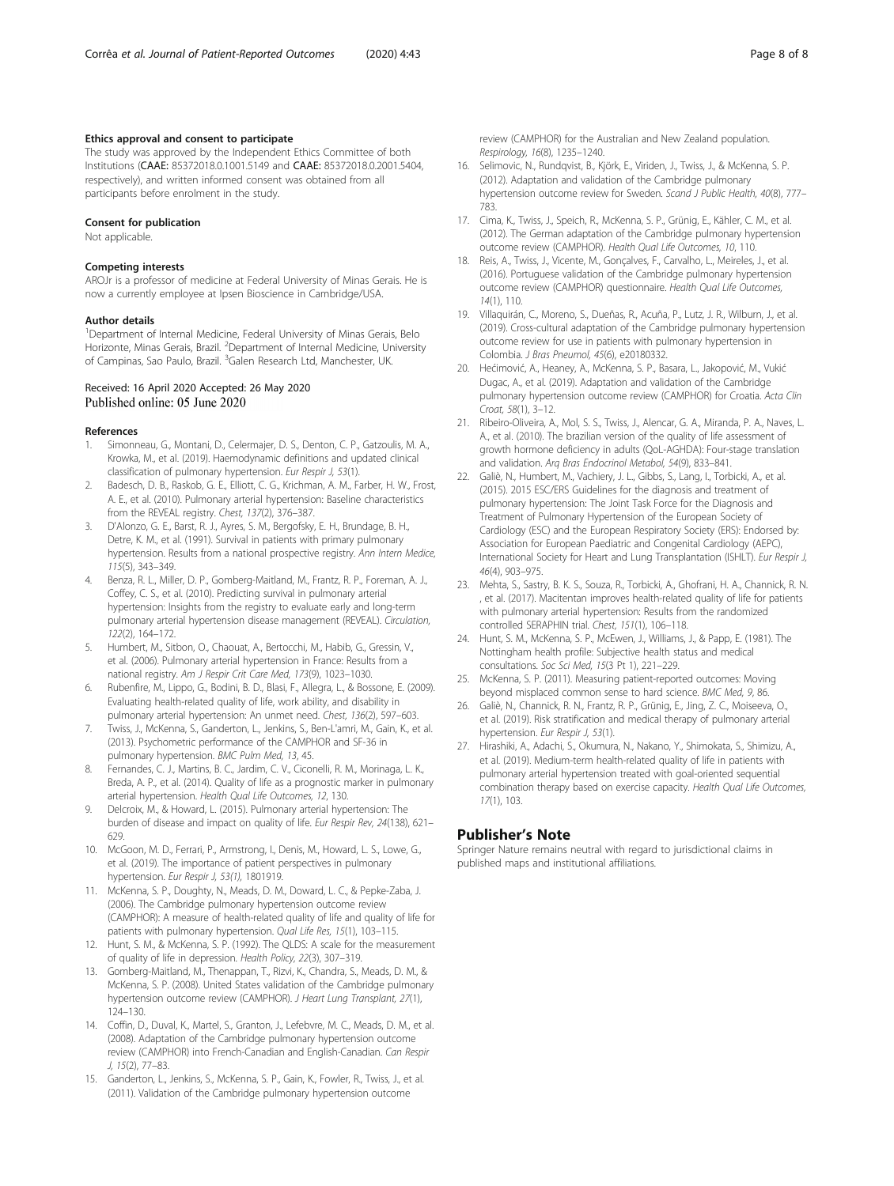#### Ethics approval and consent to participate

The study was approved by the Independent Ethics Committee of both Institutions (**CAAE:** 85372018.0.1001.5149 and **CAAE:** 85372018.0.2001.5404, respectively), and written informed consent was obtained from all participants before enrolment in the study.

#### Consent for publication

Not applicable.

#### Competing interests

AROJr is a professor of medicine at Federal University of Minas Gerais. He is now a currently employee at Ipsen Bioscience in Cambridge/USA.

#### Author details

[1]Department of Internal Medicine, Federal University of Minas Gerais, Belo Horizonte, Minas Gerais, Brazil. [2]Department of Internal Medicine, University of Campinas, Sao Paulo, Brazil. [3]Galen Research Ltd, Manchester, UK.

Received: 16 April 2020 Accepted: 26 May 2020
Published online: 05 June 2020

#### References

1. Simonneau, G., Montani, D., Celermajer, D. S., Denton, C. P., Gatzoulis, M. A., Krowka, M., et al. (2019). Haemodynamic definitions and updated clinical classification of pulmonary hypertension. *Eur Respir J, 53*(1).
2. Badesch, D. B., Raskob, G. E., Elliott, C. G., Krichman, A. M., Farber, H. W., Frost, A. E., et al. (2010). Pulmonary arterial hypertension: Baseline characteristics from the REVEAL registry. *Chest, 137*(2), 376–387.
3. D'Alonzo, G. E., Barst, R. J., Ayres, S. M., Bergofsky, E. H., Brundage, B. H., Detre, K. M., et al. (1991). Survival in patients with primary pulmonary hypertension. Results from a national prospective registry. *Ann Intern Medice, 115*(5), 343–349.
4. Benza, R. L., Miller, D. P., Gomberg-Maitland, M., Frantz, R. P., Foreman, A. J., Coffey, C. S., et al. (2010). Predicting survival in pulmonary arterial hypertension: Insights from the registry to evaluate early and long-term pulmonary arterial hypertension disease management (REVEAL). *Circulation, 122*(2), 164–172.
5. Humbert, M., Sitbon, O., Chaouat, A., Bertocchi, M., Habib, G., Gressin, V., et al. (2006). Pulmonary arterial hypertension in France: Results from a national registry. *Am J Respir Crit Care Med, 173*(9), 1023–1030.
6. Rubenfire, M., Lippo, G., Bodini, B. D., Blasi, F., Allegra, L., & Bossone, E. (2009). Evaluating health-related quality of life, work ability, and disability in pulmonary arterial hypertension: An unmet need. *Chest, 136*(2), 597–603.
7. Twiss, J., McKenna, S., Ganderton, L., Jenkins, S., Ben-L'amri, M., Gain, K., et al. (2013). Psychometric performance of the CAMPHOR and SF-36 in pulmonary hypertension. *BMC Pulm Med, 13*, 45.
8. Fernandes, C. J., Martins, B. C., Jardim, C. V., Ciconelli, R. M., Morinaga, L. K., Breda, A. P., et al. (2014). Quality of life as a prognostic marker in pulmonary arterial hypertension. *Health Qual Life Outcomes, 12*, 130.
9. Delcroix, M., & Howard, L. (2015). Pulmonary arterial hypertension: The burden of disease and impact on quality of life. *Eur Respir Rev, 24*(138), 621–629.
10. McGoon, M. D., Ferrari, P., Armstrong, I., Denis, M., Howard, L. S., Lowe, G., et al. (2019). The importance of patient perspectives in pulmonary hypertension. *Eur Respir J, 53(1)*, 1801919.
11. McKenna, S. P., Doughty, N., Meads, D. M., Doward, L. C., & Pepke-Zaba, J. (2006). The Cambridge pulmonary hypertension outcome review (CAMPHOR): A measure of health-related quality of life and quality of life for patients with pulmonary hypertension. *Qual Life Res, 15*(1), 103–115.
12. Hunt, S. M., & McKenna, S. P. (1992). The QLDS: A scale for the measurement of quality of life in depression. *Health Policy, 22*(3), 307–319.
13. Gomberg-Maitland, M., Thenappan, T., Rizvi, K., Chandra, S., Meads, D. M., & McKenna, S. P. (2008). United States validation of the Cambridge pulmonary hypertension outcome review (CAMPHOR). *J Heart Lung Transplant, 27*(1), 124–130.
14. Coffin, D., Duval, K., Martel, S., Granton, J., Lefebvre, M. C., Meads, D. M., et al. (2008). Adaptation of the Cambridge pulmonary hypertension outcome review (CAMPHOR) into French-Canadian and English-Canadian. *Can Respir J, 15*(2), 77–83.
15. Ganderton, L., Jenkins, S., McKenna, S. P., Gain, K., Fowler, R., Twiss, J., et al. (2011). Validation of the Cambridge pulmonary hypertension outcome review (CAMPHOR) for the Australian and New Zealand population. *Respirology, 16*(8), 1235–1240.
16. Selimovic, N., Rundqvist, B., Kjörk, E., Viriden, J., Twiss, J., & McKenna, S. P. (2012). Adaptation and validation of the Cambridge pulmonary hypertension outcome review for Sweden. *Scand J Public Health, 40*(8), 777–783.
17. Cima, K., Twiss, J., Speich, R., McKenna, S. P., Grünig, E., Kähler, C. M., et al. (2012). The German adaptation of the Cambridge pulmonary hypertension outcome review (CAMPHOR). *Health Qual Life Outcomes, 10*, 110.
18. Reis, A., Twiss, J., Vicente, M., Gonçalves, F., Carvalho, L., Meireles, J., et al. (2016). Portuguese validation of the Cambridge pulmonary hypertension outcome review (CAMPHOR) questionnaire. *Health Qual Life Outcomes, 14*(1), 110.
19. Villaquirán, C., Moreno, S., Dueñas, R., Acuña, P., Lutz, J. R., Wilburn, J., et al. (2019). Cross-cultural adaptation of the Cambridge pulmonary hypertension outcome review for use in patients with pulmonary hypertension in Colombia. *J Bras Pneumol, 45*(6), e20180332.
20. Hećimović, A., Heaney, A., McKenna, S. P., Basara, L., Jakopović, M., Vukić Dugac, A., et al. (2019). Adaptation and validation of the Cambridge pulmonary hypertension outcome review (CAMPHOR) for Croatia. *Acta Clin Croat, 58*(1), 3–12.
21. Ribeiro-Oliveira, A., Mol, S. S., Twiss, J., Alencar, G. A., Miranda, P. A., Naves, L. A., et al. (2010). The brazilian version of the quality of life assessment of growth hormone deficiency in adults (QoL-AGHDA): Four-stage translation and validation. *Arq Bras Endocrinol Metabol, 54*(9), 833–841.
22. Galiè, N., Humbert, M., Vachiery, J. L., Gibbs, S., Lang, I., Torbicki, A., et al. (2015). 2015 ESC/ERS Guidelines for the diagnosis and treatment of pulmonary hypertension: The Joint Task Force for the Diagnosis and Treatment of Pulmonary Hypertension of the European Society of Cardiology (ESC) and the European Respiratory Society (ERS): Endorsed by: Association for European Paediatric and Congenital Cardiology (AEPC), International Society for Heart and Lung Transplantation (ISHLT). *Eur Respir J, 46*(4), 903–975.
23. Mehta, S., Sastry, B. K. S., Souza, R., Torbicki, A., Ghofrani, H. A., Channick, R. N. , et al. (2017). Macitentan improves health-related quality of life for patients with pulmonary arterial hypertension: Results from the randomized controlled SERAPHIN trial. *Chest, 151*(1), 106–118.
24. Hunt, S. M., McKenna, S. P., McEwen, J., Williams, J., & Papp, E. (1981). The Nottingham health profile: Subjective health status and medical consultations. *Soc Sci Med, 15*(3 Pt 1), 221–229.
25. McKenna, S. P. (2011). Measuring patient-reported outcomes: Moving beyond misplaced common sense to hard science. *BMC Med, 9*, 86.
26. Galiè, N., Channick, R. N., Frantz, R. P., Grünig, E., Jing, Z. C., Moiseeva, O., et al. (2019). Risk stratification and medical therapy of pulmonary arterial hypertension. *Eur Respir J, 53*(1).
27. Hirashiki, A., Adachi, S., Okumura, N., Nakano, Y., Shimokata, S., Shimizu, A., et al. (2019). Medium-term health-related quality of life in patients with pulmonary arterial hypertension treated with goal-oriented sequential combination therapy based on exercise capacity. *Health Qual Life Outcomes, 17*(1), 103.

## Publisher's Note

Springer Nature remains neutral with regard to jurisdictional claims in published maps and institutional affiliations.